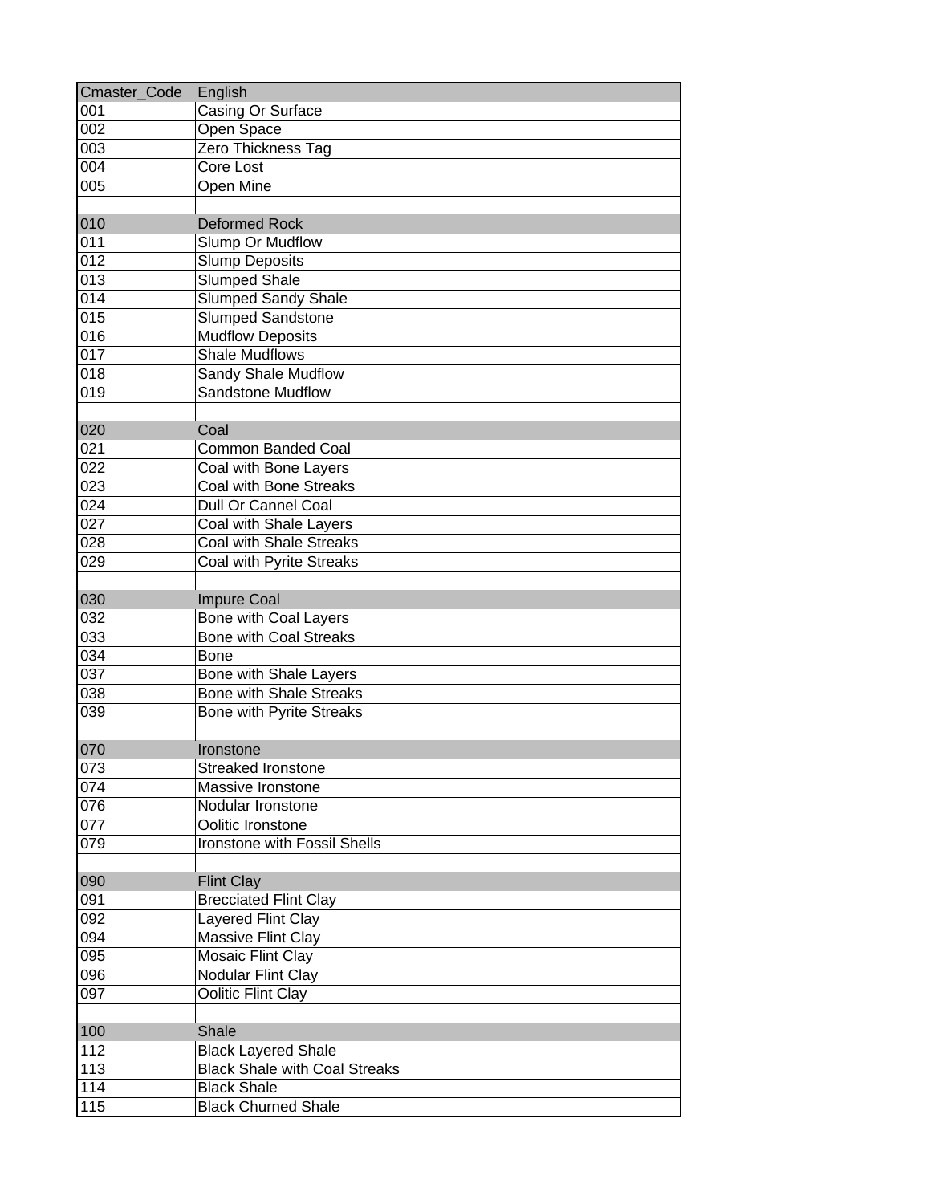| Cmaster_Code | English |
|---|---|
| 001 | Casing Or Surface |
| 002 | Open Space |
| 003 | Zero Thickness Tag |
| 004 | Core Lost |
| 005 | Open Mine |
| | |
| 010 | Deformed Rock |
| 011 | Slump Or Mudflow |
| 012 | Slump Deposits |
| 013 | Slumped Shale |
| 014 | Slumped Sandy Shale |
| 015 | Slumped Sandstone |
| 016 | Mudflow Deposits |
| 017 | Shale Mudflows |
| 018 | Sandy Shale Mudflow |
| 019 | Sandstone Mudflow |
| | |
| 020 | Coal |
| 021 | Common Banded Coal |
| 022 | Coal with Bone Layers |
| 023 | Coal with Bone Streaks |
| 024 | Dull Or Cannel Coal |
| 027 | Coal with Shale Layers |
| 028 | Coal with Shale Streaks |
| 029 | Coal with Pyrite Streaks |
| | |
| 030 | Impure Coal |
| 032 | Bone with Coal Layers |
| 033 | Bone with Coal Streaks |
| 034 | Bone |
| 037 | Bone with Shale Layers |
| 038 | Bone with Shale Streaks |
| 039 | Bone with Pyrite Streaks |
| | |
| 070 | Ironstone |
| 073 | Streaked Ironstone |
| 074 | Massive Ironstone |
| 076 | Nodular Ironstone |
| 077 | Oolitic Ironstone |
| 079 | Ironstone with Fossil Shells |
| | |
| 090 | Flint Clay |
| 091 | Brecciated Flint Clay |
| 092 | Layered Flint Clay |
| 094 | Massive Flint Clay |
| 095 | Mosaic Flint Clay |
| 096 | Nodular Flint Clay |
| 097 | Oolitic Flint Clay |
| | |
| 100 | Shale |
| 112 | Black Layered Shale |
| 113 | Black Shale with Coal Streaks |
| 114 | Black Shale |
| 115 | Black Churned Shale |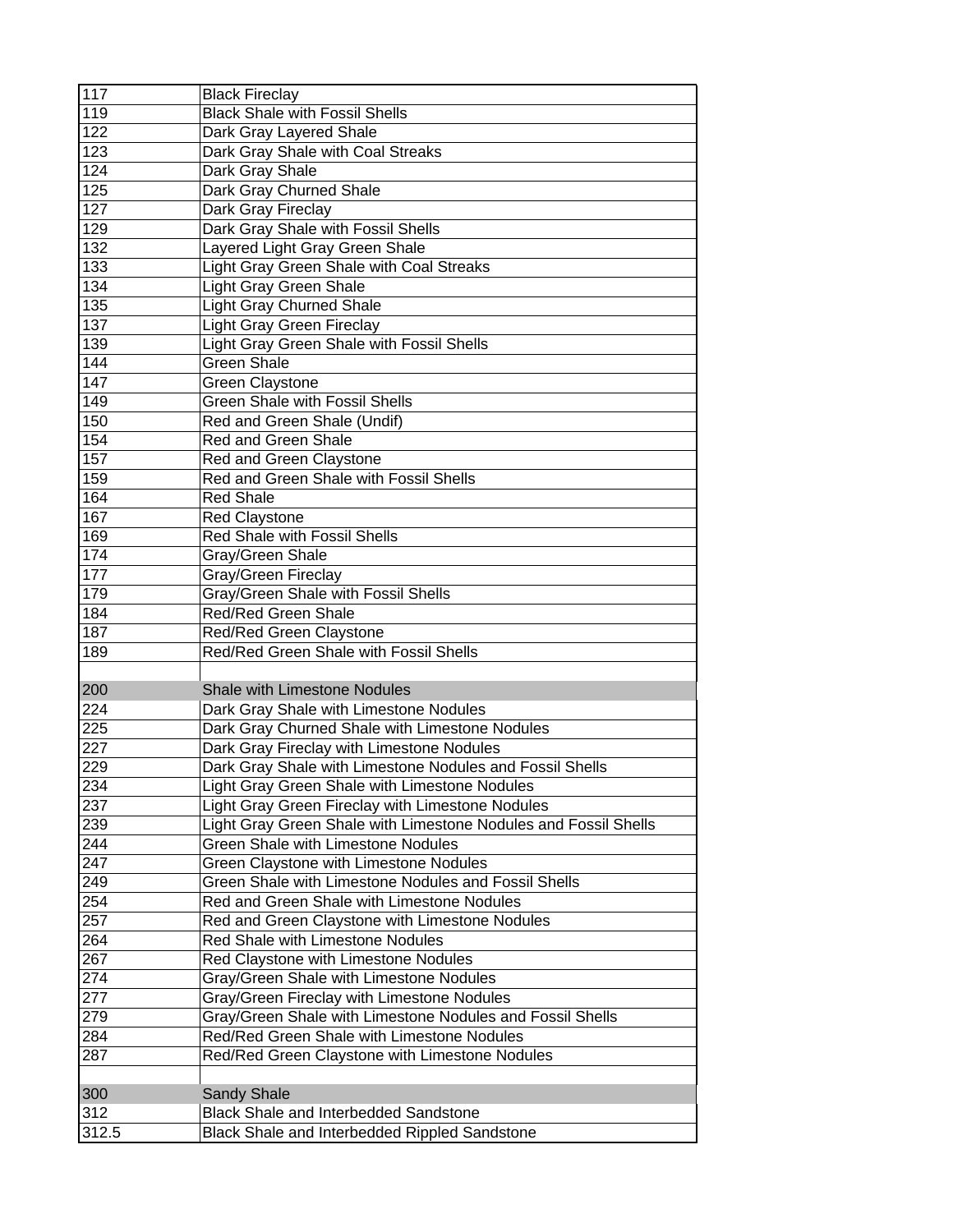| 117 | Black Fireclay |
|---|---|
| 119 | Black Shale with Fossil Shells |
| 122 | Dark Gray Layered Shale |
| 123 | Dark Gray Shale with Coal Streaks |
| 124 | Dark Gray Shale |
| 125 | Dark Gray Churned Shale |
| 127 | Dark Gray Fireclay |
| 129 | Dark Gray Shale with Fossil Shells |
| 132 | Layered Light Gray Green Shale |
| 133 | Light Gray Green Shale with Coal Streaks |
| 134 | Light Gray Green Shale |
| 135 | Light Gray Churned Shale |
| 137 | Light Gray Green Fireclay |
| 139 | Light Gray Green Shale with Fossil Shells |
| 144 | Green Shale |
| 147 | Green Claystone |
| 149 | Green Shale with Fossil Shells |
| 150 | Red and Green Shale (Undif) |
| 154 | Red and Green Shale |
| 157 | Red and Green Claystone |
| 159 | Red and Green Shale with Fossil Shells |
| 164 | Red Shale |
| 167 | Red Claystone |
| 169 | Red Shale with Fossil Shells |
| 174 | Gray/Green Shale |
| 177 | Gray/Green Fireclay |
| 179 | Gray/Green Shale with Fossil Shells |
| 184 | Red/Red Green Shale |
| 187 | Red/Red Green Claystone |
| 189 | Red/Red Green Shale with Fossil Shells |
| | |
| 200 | Shale with Limestone Nodules |
| 224 | Dark Gray Shale with Limestone Nodules |
| 225 | Dark Gray Churned Shale with Limestone Nodules |
| 227 | Dark Gray Fireclay with Limestone Nodules |
| 229 | Dark Gray Shale with Limestone Nodules and Fossil Shells |
| 234 | Light Gray Green Shale with Limestone Nodules |
| 237 | Light Gray Green Fireclay with Limestone Nodules |
| 239 | Light Gray Green Shale with Limestone Nodules and Fossil Shells |
| 244 | Green Shale with Limestone Nodules |
| 247 | Green Claystone with Limestone Nodules |
| 249 | Green Shale with Limestone Nodules and Fossil Shells |
| 254 | Red and Green Shale with Limestone Nodules |
| 257 | Red and Green Claystone with Limestone Nodules |
| 264 | Red Shale with Limestone Nodules |
| 267 | Red Claystone with Limestone Nodules |
| 274 | Gray/Green Shale with Limestone Nodules |
| 277 | Gray/Green Fireclay with Limestone Nodules |
| 279 | Gray/Green Shale with Limestone Nodules and Fossil Shells |
| 284 | Red/Red Green Shale with Limestone Nodules |
| 287 | Red/Red Green Claystone with Limestone Nodules |
| | |
| 300 | Sandy Shale |
| 312 | Black Shale and Interbedded Sandstone |
| 312.5 | Black Shale and Interbedded Rippled Sandstone |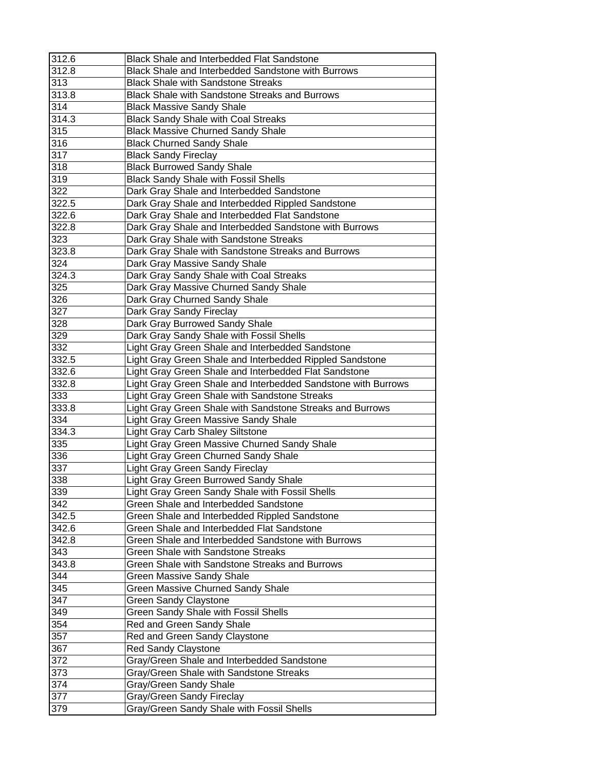| | |
|---|---|
| 312.6 | Black Shale and Interbedded Flat Sandstone |
| 312.8 | Black Shale and Interbedded Sandstone with Burrows |
| 313 | Black Shale with Sandstone Streaks |
| 313.8 | Black Shale with Sandstone Streaks and Burrows |
| 314 | Black Massive Sandy Shale |
| 314.3 | Black Sandy Shale with Coal Streaks |
| 315 | Black Massive Churned Sandy Shale |
| 316 | Black Churned Sandy Shale |
| 317 | Black Sandy Fireclay |
| 318 | Black Burrowed Sandy Shale |
| 319 | Black Sandy Shale with Fossil Shells |
| 322 | Dark Gray Shale and Interbedded Sandstone |
| 322.5 | Dark Gray Shale and Interbedded Rippled Sandstone |
| 322.6 | Dark Gray Shale and Interbedded Flat Sandstone |
| 322.8 | Dark Gray Shale and Interbedded Sandstone with Burrows |
| 323 | Dark Gray Shale with Sandstone Streaks |
| 323.8 | Dark Gray Shale with Sandstone Streaks and Burrows |
| 324 | Dark Gray Massive Sandy Shale |
| 324.3 | Dark Gray Sandy Shale with Coal Streaks |
| 325 | Dark Gray Massive Churned Sandy Shale |
| 326 | Dark Gray Churned Sandy Shale |
| 327 | Dark Gray Sandy Fireclay |
| 328 | Dark Gray Burrowed Sandy Shale |
| 329 | Dark Gray Sandy Shale with Fossil Shells |
| 332 | Light Gray Green Shale and Interbedded Sandstone |
| 332.5 | Light Gray Green Shale and Interbedded Rippled Sandstone |
| 332.6 | Light Gray Green Shale and Interbedded Flat Sandstone |
| 332.8 | Light Gray Green Shale and Interbedded Sandstone with Burrows |
| 333 | Light Gray Green Shale with Sandstone Streaks |
| 333.8 | Light Gray Green Shale with Sandstone Streaks and Burrows |
| 334 | Light Gray Green Massive Sandy Shale |
| 334.3 | Light Gray Carb Shaley Siltstone |
| 335 | Light Gray Green Massive Churned Sandy Shale |
| 336 | Light Gray Green Churned Sandy Shale |
| 337 | Light Gray Green Sandy Fireclay |
| 338 | Light Gray Green Burrowed Sandy Shale |
| 339 | Light Gray Green Sandy Shale with Fossil Shells |
| 342 | Green Shale and Interbedded Sandstone |
| 342.5 | Green Shale and Interbedded Rippled Sandstone |
| 342.6 | Green Shale and Interbedded Flat Sandstone |
| 342.8 | Green Shale and Interbedded Sandstone with Burrows |
| 343 | Green Shale with Sandstone Streaks |
| 343.8 | Green Shale with Sandstone Streaks and Burrows |
| 344 | Green Massive Sandy Shale |
| 345 | Green Massive Churned Sandy Shale |
| 347 | Green Sandy Claystone |
| 349 | Green Sandy Shale with Fossil Shells |
| 354 | Red and Green Sandy Shale |
| 357 | Red and Green Sandy Claystone |
| 367 | Red Sandy Claystone |
| 372 | Gray/Green Shale and Interbedded Sandstone |
| 373 | Gray/Green Shale with Sandstone Streaks |
| 374 | Gray/Green Sandy Shale |
| 377 | Gray/Green Sandy Fireclay |
| 379 | Gray/Green Sandy Shale with Fossil Shells |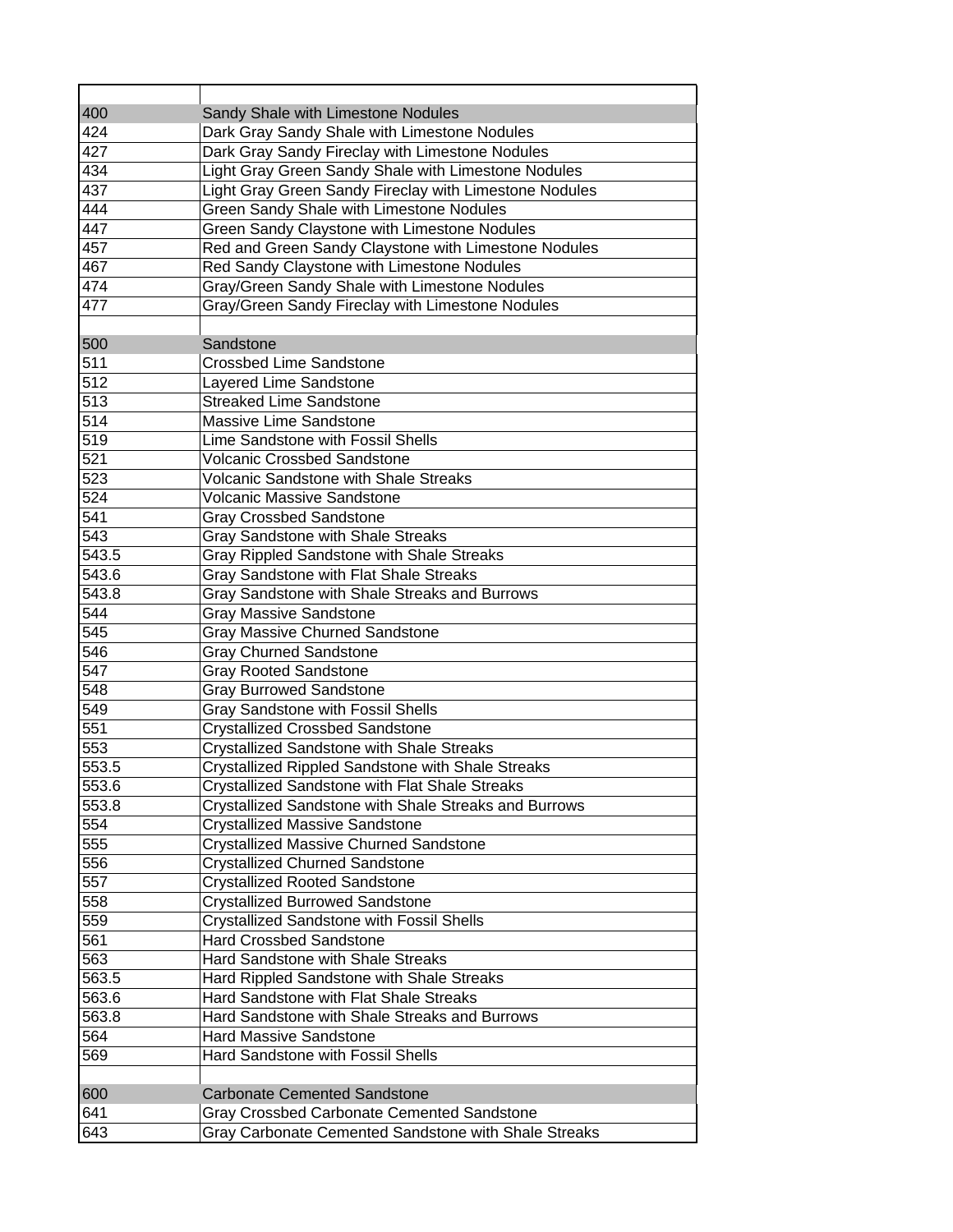| | |
|---|---|
| 400 | Sandy Shale with Limestone Nodules |
| 424 | Dark Gray Sandy Shale with Limestone Nodules |
| 427 | Dark Gray Sandy Fireclay with Limestone Nodules |
| 434 | Light Gray Green Sandy Shale with Limestone Nodules |
| 437 | Light Gray Green Sandy Fireclay with Limestone Nodules |
| 444 | Green Sandy Shale with Limestone Nodules |
| 447 | Green Sandy Claystone with Limestone Nodules |
| 457 | Red and Green Sandy Claystone with Limestone Nodules |
| 467 | Red Sandy Claystone with Limestone Nodules |
| 474 | Gray/Green Sandy Shale with Limestone Nodules |
| 477 | Gray/Green Sandy Fireclay with Limestone Nodules |
| | |
| 500 | Sandstone |
| 511 | Crossbed Lime Sandstone |
| 512 | Layered Lime Sandstone |
| 513 | Streaked Lime Sandstone |
| 514 | Massive Lime Sandstone |
| 519 | Lime Sandstone with Fossil Shells |
| 521 | Volcanic Crossbed Sandstone |
| 523 | Volcanic Sandstone with Shale Streaks |
| 524 | Volcanic Massive Sandstone |
| 541 | Gray Crossbed Sandstone |
| 543 | Gray Sandstone with Shale Streaks |
| 543.5 | Gray Rippled Sandstone with Shale Streaks |
| 543.6 | Gray Sandstone with Flat Shale Streaks |
| 543.8 | Gray Sandstone with Shale Streaks and Burrows |
| 544 | Gray Massive Sandstone |
| 545 | Gray Massive Churned Sandstone |
| 546 | Gray Churned Sandstone |
| 547 | Gray Rooted Sandstone |
| 548 | Gray Burrowed Sandstone |
| 549 | Gray Sandstone with Fossil Shells |
| 551 | Crystallized Crossbed Sandstone |
| 553 | Crystallized Sandstone with Shale Streaks |
| 553.5 | Crystallized Rippled Sandstone with Shale Streaks |
| 553.6 | Crystallized Sandstone with Flat Shale Streaks |
| 553.8 | Crystallized Sandstone with Shale Streaks and Burrows |
| 554 | Crystallized Massive Sandstone |
| 555 | Crystallized Massive Churned Sandstone |
| 556 | Crystallized Churned Sandstone |
| 557 | Crystallized Rooted Sandstone |
| 558 | Crystallized Burrowed Sandstone |
| 559 | Crystallized Sandstone with Fossil Shells |
| 561 | Hard Crossbed Sandstone |
| 563 | Hard Sandstone with Shale Streaks |
| 563.5 | Hard Rippled Sandstone with Shale Streaks |
| 563.6 | Hard Sandstone with Flat Shale Streaks |
| 563.8 | Hard Sandstone with Shale Streaks and Burrows |
| 564 | Hard Massive Sandstone |
| 569 | Hard Sandstone with Fossil Shells |
| | |
| 600 | Carbonate Cemented Sandstone |
| 641 | Gray Crossbed Carbonate Cemented Sandstone |
| 643 | Gray Carbonate Cemented Sandstone with Shale Streaks |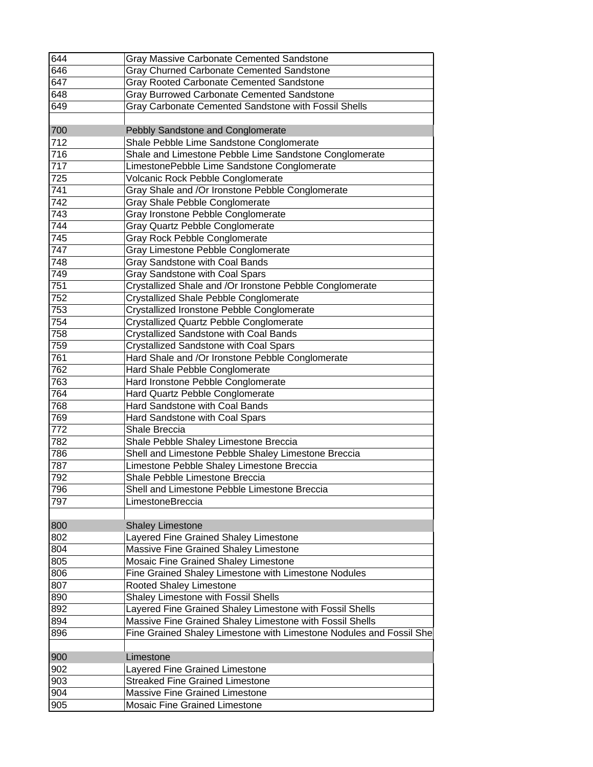| | |
|---|---|
| 644 | Gray Massive Carbonate Cemented Sandstone |
| 646 | Gray Churned Carbonate Cemented Sandstone |
| 647 | Gray Rooted Carbonate Cemented Sandstone |
| 648 | Gray Burrowed Carbonate Cemented Sandstone |
| 649 | Gray Carbonate Cemented Sandstone with Fossil Shells |
| | |
| 700 | Pebbly Sandstone and Conglomerate |
| 712 | Shale Pebble Lime Sandstone Conglomerate |
| 716 | Shale and Limestone Pebble Lime Sandstone Conglomerate |
| 717 | LimestonePebble Lime Sandstone Conglomerate |
| 725 | Volcanic Rock Pebble Conglomerate |
| 741 | Gray Shale and /Or Ironstone Pebble Conglomerate |
| 742 | Gray Shale Pebble Conglomerate |
| 743 | Gray Ironstone Pebble Conglomerate |
| 744 | Gray Quartz Pebble Conglomerate |
| 745 | Gray Rock Pebble Conglomerate |
| 747 | Gray Limestone Pebble Conglomerate |
| 748 | Gray Sandstone with Coal Bands |
| 749 | Gray Sandstone with Coal Spars |
| 751 | Crystallized Shale and /Or Ironstone Pebble Conglomerate |
| 752 | Crystallized Shale Pebble Conglomerate |
| 753 | Crystallized Ironstone Pebble Conglomerate |
| 754 | Crystallized Quartz Pebble Conglomerate |
| 758 | Crystallized Sandstone with Coal Bands |
| 759 | Crystallized Sandstone with Coal Spars |
| 761 | Hard Shale and /Or Ironstone Pebble Conglomerate |
| 762 | Hard Shale Pebble Conglomerate |
| 763 | Hard Ironstone Pebble Conglomerate |
| 764 | Hard Quartz Pebble Conglomerate |
| 768 | Hard Sandstone with Coal Bands |
| 769 | Hard Sandstone with Coal Spars |
| 772 | Shale Breccia |
| 782 | Shale Pebble Shaley Limestone Breccia |
| 786 | Shell and Limestone Pebble Shaley Limestone Breccia |
| 787 | Limestone Pebble Shaley Limestone Breccia |
| 792 | Shale Pebble Limestone Breccia |
| 796 | Shell and Limestone Pebble Limestone Breccia |
| 797 | LimestoneBreccia |
| | |
| 800 | Shaley Limestone |
| 802 | Layered Fine Grained Shaley Limestone |
| 804 | Massive Fine Grained Shaley Limestone |
| 805 | Mosaic Fine Grained Shaley Limestone |
| 806 | Fine Grained Shaley Limestone with Limestone Nodules |
| 807 | Rooted Shaley Limestone |
| 890 | Shaley Limestone with Fossil Shells |
| 892 | Layered Fine Grained Shaley Limestone with Fossil Shells |
| 894 | Massive Fine Grained Shaley Limestone with Fossil Shells |
| 896 | Fine Grained Shaley Limestone with Limestone Nodules and Fossil She |
| | |
| 900 | Limestone |
| 902 | Layered Fine Grained Limestone |
| 903 | Streaked Fine Grained Limestone |
| 904 | Massive Fine Grained Limestone |
| 905 | Mosaic Fine Grained Limestone |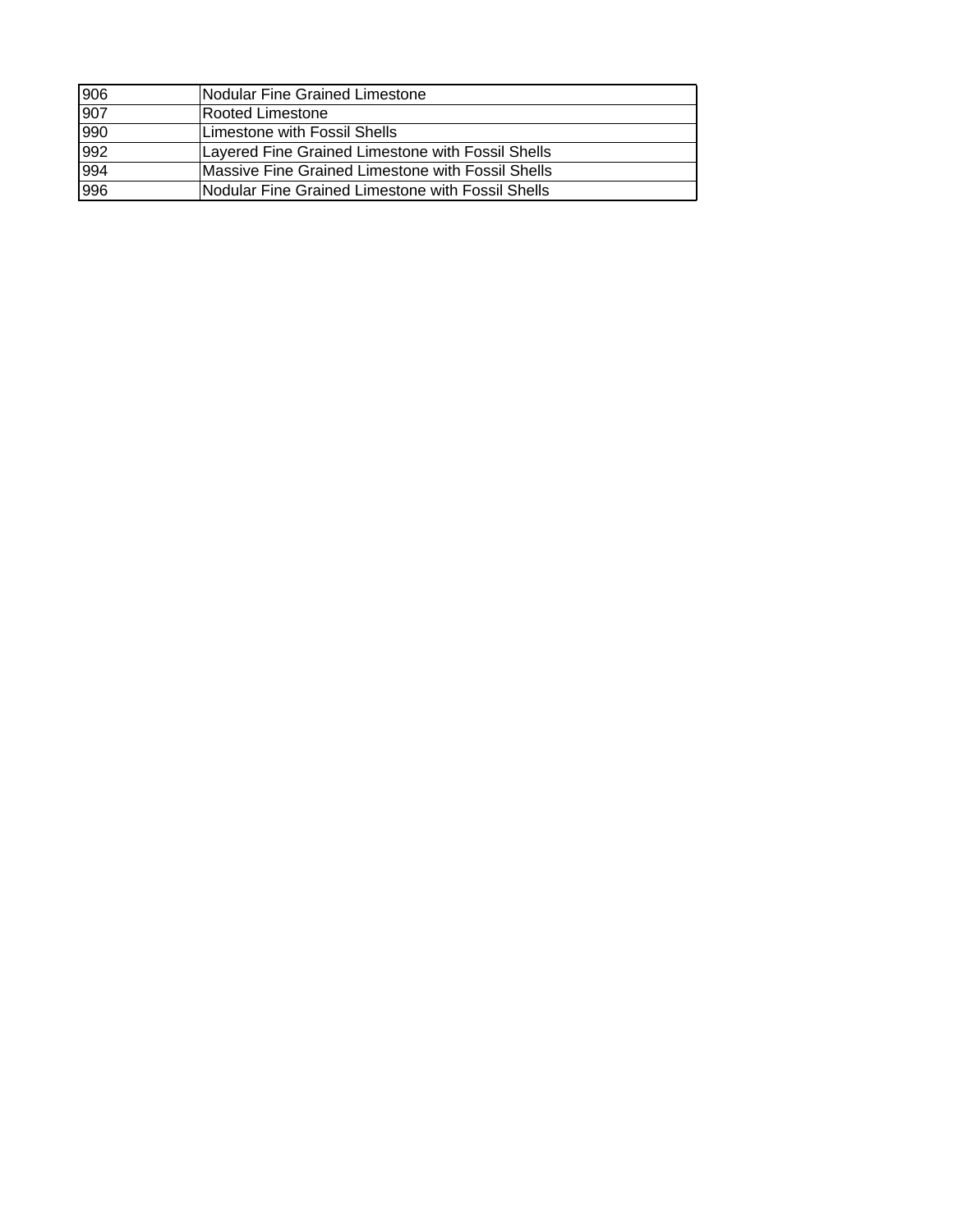| | |
|---|---|
| 906 | Nodular Fine Grained Limestone |
| 907 | Rooted Limestone |
| 990 | Limestone with Fossil Shells |
| 992 | Layered Fine Grained Limestone with Fossil Shells |
| 994 | Massive Fine Grained Limestone with Fossil Shells |
| 996 | Nodular Fine Grained Limestone with Fossil Shells |